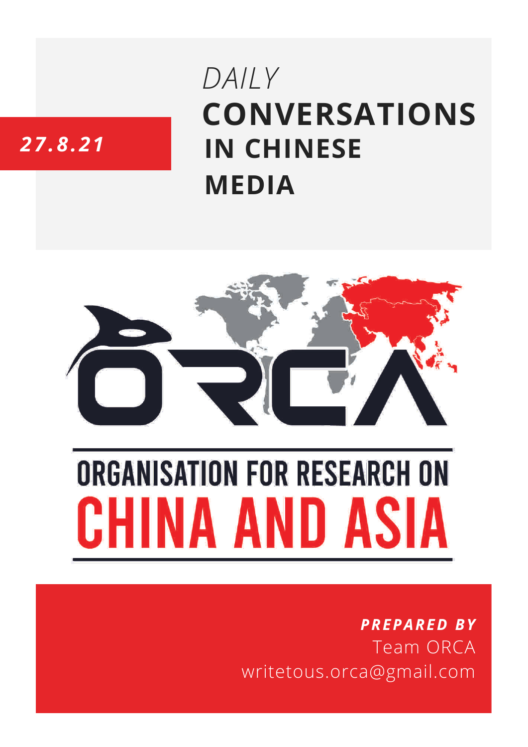*27.8.21*

*DAILY*

# CONVERSATIONS IN CHINESE MEDIA

ORCA

ORGANISATION FOR RESEARCH ON CHINA AND ASIA

***PREPARED BY***

Team ORCA

writetous.orca@gmail.com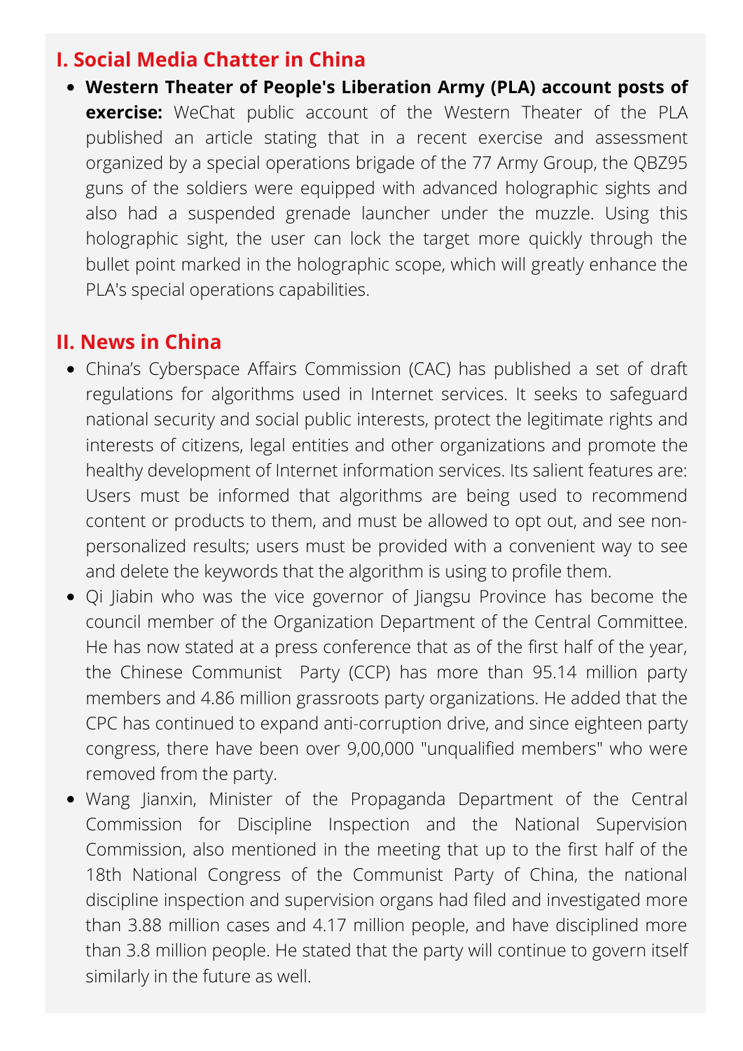## I. Social Media Chatter in China

- **Western Theater of People's Liberation Army (PLA) account posts of exercise:** WeChat public account of the Western Theater of the PLA published an article stating that in a recent exercise and assessment organized by a special operations brigade of the 77 Army Group, the QBZ95 guns of the soldiers were equipped with advanced holographic sights and also had a suspended grenade launcher under the muzzle. Using this holographic sight, the user can lock the target more quickly through the bullet point marked in the holographic scope, which will greatly enhance the PLA's special operations capabilities.

## II. News in China

- China's Cyberspace Affairs Commission (CAC) has published a set of draft regulations for algorithms used in Internet services. It seeks to safeguard national security and social public interests, protect the legitimate rights and interests of citizens, legal entities and other organizations and promote the healthy development of Internet information services. Its salient features are: Users must be informed that algorithms are being used to recommend content or products to them, and must be allowed to opt out, and see non-personalized results; users must be provided with a convenient way to see and delete the keywords that the algorithm is using to profile them.
- Qi Jiabin who was the vice governor of Jiangsu Province has become the council member of the Organization Department of the Central Committee. He has now stated at a press conference that as of the first half of the year, the Chinese Communist Party (CCP) has more than 95.14 million party members and 4.86 million grassroots party organizations. He added that the CPC has continued to expand anti-corruption drive, and since eighteen party congress, there have been over 9,00,000 "unqualified members" who were removed from the party.
- Wang Jianxin, Minister of the Propaganda Department of the Central Commission for Discipline Inspection and the National Supervision Commission, also mentioned in the meeting that up to the first half of the 18th National Congress of the Communist Party of China, the national discipline inspection and supervision organs had filed and investigated more than 3.88 million cases and 4.17 million people, and have disciplined more than 3.8 million people. He stated that the party will continue to govern itself similarly in the future as well.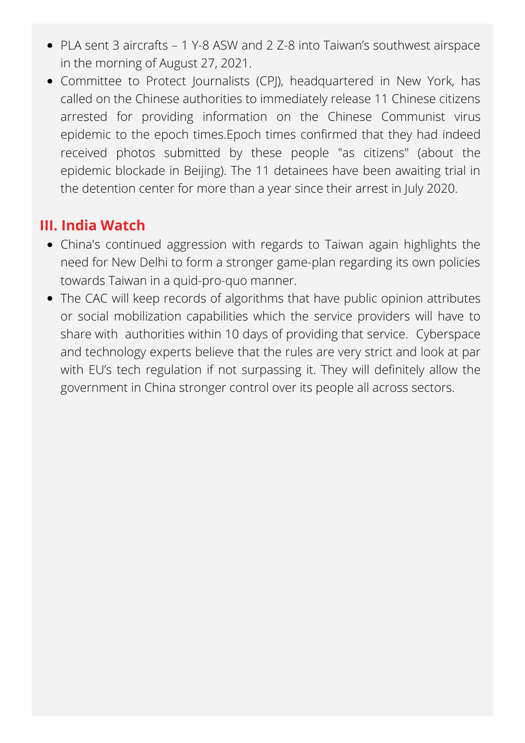- PLA sent 3 aircrafts – 1 Y-8 ASW and 2 Z-8 into Taiwan's southwest airspace in the morning of August 27, 2021.
- Committee to Protect Journalists (CPJ), headquartered in New York, has called on the Chinese authorities to immediately release 11 Chinese citizens arrested for providing information on the Chinese Communist virus epidemic to the epoch times.Epoch times confirmed that they had indeed received photos submitted by these people "as citizens" (about the epidemic blockade in Beijing). The 11 detainees have been awaiting trial in the detention center for more than a year since their arrest in July 2020.

## III. India Watch

- China's continued aggression with regards to Taiwan again highlights the need for New Delhi to form a stronger game-plan regarding its own policies towards Taiwan in a quid-pro-quo manner.
- The CAC will keep records of algorithms that have public opinion attributes or social mobilization capabilities which the service providers will have to share with authorities within 10 days of providing that service. Cyberspace and technology experts believe that the rules are very strict and look at par with EU's tech regulation if not surpassing it. They will definitely allow the government in China stronger control over its people all across sectors.